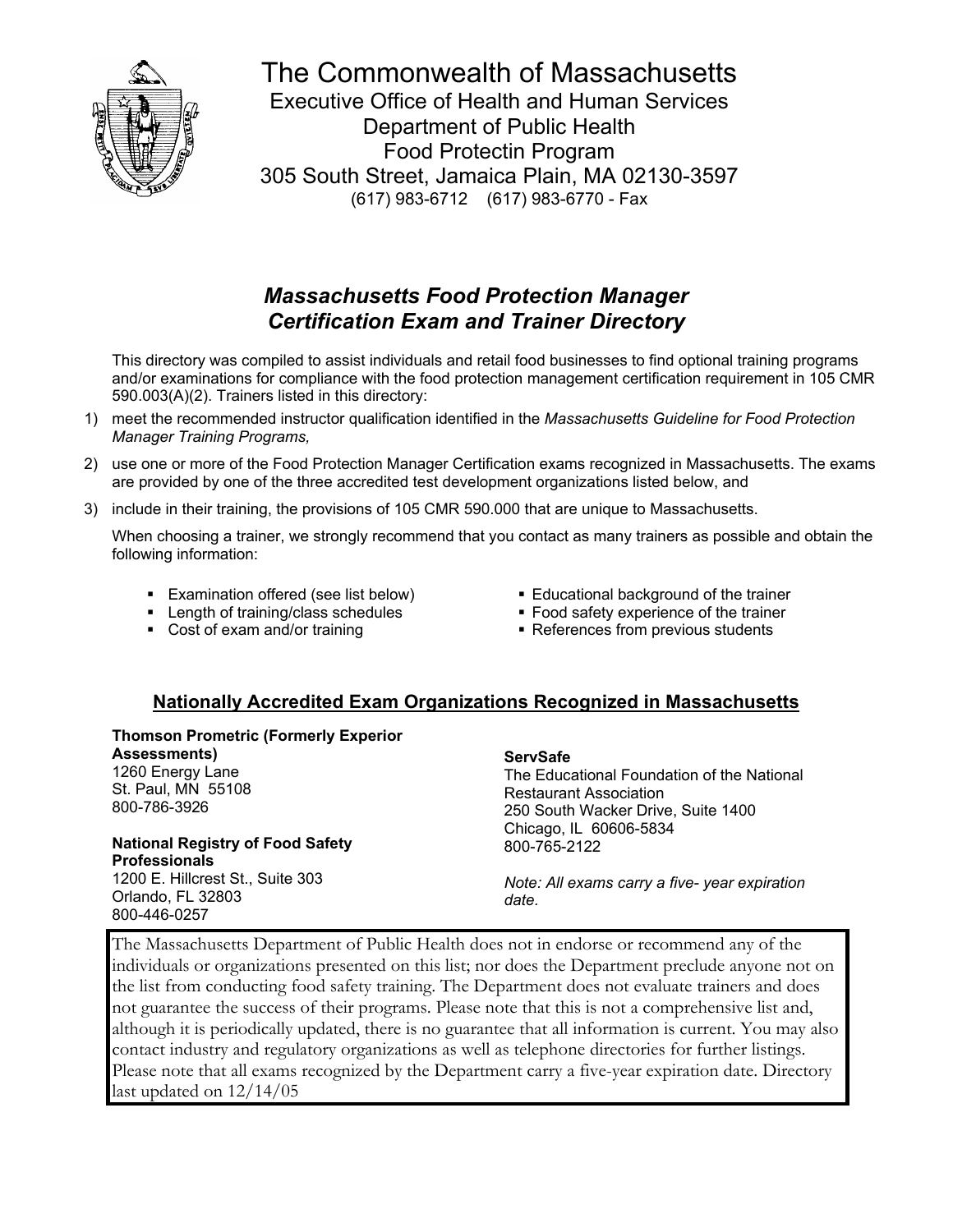# The Commonwealth of Massachusetts

Executive Office of Health and Human Services
Department of Public Health
Food Protectin Program
305 South Street, Jamaica Plain, MA 02130-3597
(617) 983-6712 (617) 983-6770 - Fax

## *Massachusetts Food Protection Manager Certification Exam and Trainer Directory*

This directory was compiled to assist individuals and retail food businesses to find optional training programs and/or examinations for compliance with the food protection management certification requirement in 105 CMR 590.003(A)(2). Trainers listed in this directory:

1) meet the recommended instructor qualification identified in the *Massachusetts Guideline for Food Protection Manager Training Programs,*
2) use one or more of the Food Protection Manager Certification exams recognized in Massachusetts. The exams are provided by one of the three accredited test development organizations listed below, and
3) include in their training, the provisions of 105 CMR 590.000 that are unique to Massachusetts.

When choosing a trainer, we strongly recommend that you contact as many trainers as possible and obtain the following information:

- Examination offered (see list below)
- Length of training/class schedules
- Cost of exam and/or training
- Educational background of the trainer
- Food safety experience of the trainer
- References from previous students

### Nationally Accredited Exam Organizations Recognized in Massachusetts

**Thomson Prometric (Formerly Experior Assessments)**
1260 Energy Lane
St. Paul, MN 55108
800-786-3926

**National Registry of Food Safety Professionals**
1200 E. Hillcrest St., Suite 303
Orlando, FL 32803
800-446-0257

**ServSafe**
The Educational Foundation of the National Restaurant Association
250 South Wacker Drive, Suite 1400
Chicago, IL 60606-5834
800-765-2122

*Note: All exams carry a five- year expiration date.*

The Massachusetts Department of Public Health does not in endorse or recommend any of the individuals or organizations presented on this list; nor does the Department preclude anyone not on the list from conducting food safety training. The Department does not evaluate trainers and does not guarantee the success of their programs. Please note that this is not a comprehensive list and, although it is periodically updated, there is no guarantee that all information is current. You may also contact industry and regulatory organizations as well as telephone directories for further listings. Please note that all exams recognized by the Department carry a five-year expiration date. Directory last updated on 12/14/05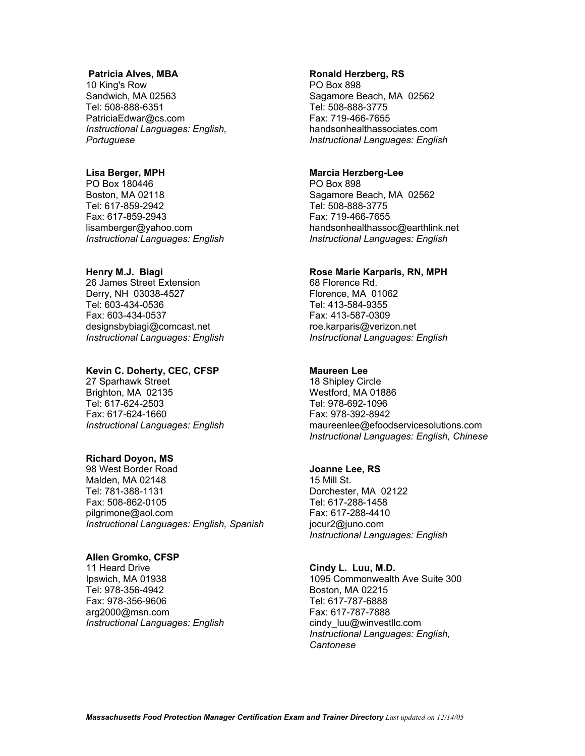**Patricia Alves, MBA**
10 King's Row
Sandwich, MA 02563
Tel: 508-888-6351
PatriciaEdwar@cs.com
*Instructional Languages: English, Portuguese*

**Lisa Berger, MPH**
PO Box 180446
Boston, MA 02118
Tel: 617-859-2942
Fax: 617-859-2943
lisamberger@yahoo.com
*Instructional Languages: English*

**Henry M.J. Biagi**
26 James Street Extension
Derry, NH 03038-4527
Tel: 603-434-0536
Fax: 603-434-0537
designsbybiagi@comcast.net
*Instructional Languages: English*

**Kevin C. Doherty, CEC, CFSP**
27 Sparhawk Street
Brighton, MA 02135
Tel: 617-624-2503
Fax: 617-624-1660
*Instructional Languages: English*

**Richard Doyon, MS**
98 West Border Road
Malden, MA 02148
Tel: 781-388-1131
Fax: 508-862-0105
pilgrimone@aol.com
*Instructional Languages: English, Spanish*

**Allen Gromko, CFSP**
11 Heard Drive
Ipswich, MA 01938
Tel: 978-356-4942
Fax: 978-356-9606
arg2000@msn.com
*Instructional Languages: English*

**Ronald Herzberg, RS**
PO Box 898
Sagamore Beach, MA 02562
Tel: 508-888-3775
Fax: 719-466-7655
handsonhealthassociates.com
*Instructional Languages: English*

**Marcia Herzberg-Lee**
PO Box 898
Sagamore Beach, MA 02562
Tel: 508-888-3775
Fax: 719-466-7655
handsonhealthassoc@earthlink.net
*Instructional Languages: English*

**Rose Marie Karparis, RN, MPH**
68 Florence Rd.
Florence, MA 01062
Tel: 413-584-9355
Fax: 413-587-0309
roe.karparis@verizon.net
*Instructional Languages: English*

**Maureen Lee**
18 Shipley Circle
Westford, MA 01886
Tel: 978-692-1096
Fax: 978-392-8942
maureenlee@efoodservicesolutions.com
*Instructional Languages: English, Chinese*

**Joanne Lee, RS**
15 Mill St.
Dorchester, MA 02122
Tel: 617-288-1458
Fax: 617-288-4410
jocur2@juno.com
*Instructional Languages: English*

**Cindy L. Luu, M.D.**
1095 Commonwealth Ave Suite 300
Boston, MA 02215
Tel: 617-787-6888
Fax: 617-787-7888
cindy_luu@winvestllc.com
*Instructional Languages: English, Cantonese*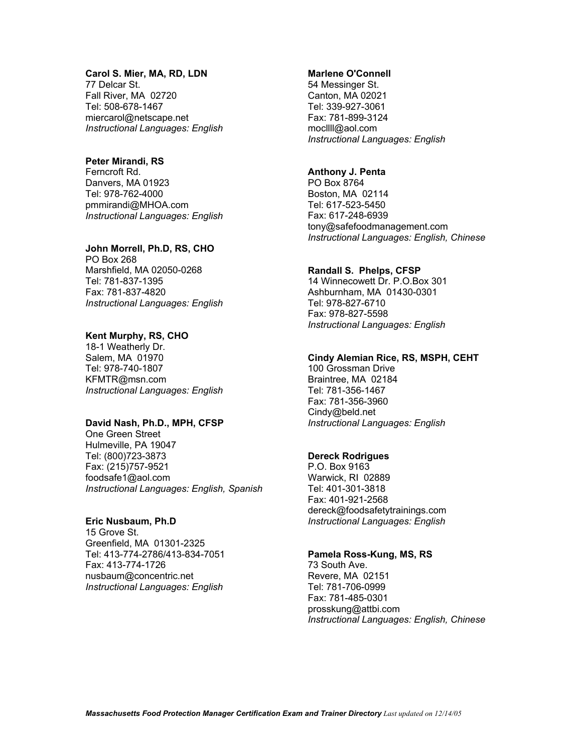**Carol S. Mier, MA, RD, LDN**
77 Delcar St.
Fall River, MA 02720
Tel: 508-678-1467
miercarol@netscape.net
*Instructional Languages: English*

**Peter Mirandi, RS**
Ferncroft Rd.
Danvers, MA 01923
Tel: 978-762-4000
pmmirandi@MHOA.com
*Instructional Languages: English*

**John Morrell, Ph.D, RS, CHO**
PO Box 268
Marshfield, MA 02050-0268
Tel: 781-837-1395
Fax: 781-837-4820
*Instructional Languages: English*

**Kent Murphy, RS, CHO**
18-1 Weatherly Dr.
Salem, MA 01970
Tel: 978-740-1807
KFMTR@msn.com
*Instructional Languages: English*

**David Nash, Ph.D., MPH, CFSP**
One Green Street
Hulmeville, PA 19047
Tel: (800)723-3873
Fax: (215)757-9521
foodsafe1@aol.com
*Instructional Languages: English, Spanish*

**Eric Nusbaum, Ph.D**
15 Grove St.
Greenfield, MA 01301-2325
Tel: 413-774-2786/413-834-7051
Fax: 413-774-1726
nusbaum@concentric.net
*Instructional Languages: English*

**Marlene O'Connell**
54 Messinger St.
Canton, MA 02021
Tel: 339-927-3061
Fax: 781-899-3124
mocllll@aol.com
*Instructional Languages: English*

**Anthony J. Penta**
PO Box 8764
Boston, MA 02114
Tel: 617-523-5450
Fax: 617-248-6939
tony@safefoodmanagement.com
*Instructional Languages: English, Chinese*

**Randall S. Phelps, CFSP**
14 Winnecowett Dr. P.O.Box 301
Ashburnham, MA 01430-0301
Tel: 978-827-6710
Fax: 978-827-5598
*Instructional Languages: English*

**Cindy Alemian Rice, RS, MSPH, CEHT**
100 Grossman Drive
Braintree, MA 02184
Tel: 781-356-1467
Fax: 781-356-3960
Cindy@beld.net
*Instructional Languages: English*

**Dereck Rodrigues**
P.O. Box 9163
Warwick, RI 02889
Tel: 401-301-3818
Fax: 401-921-2568
dereck@foodsafetytrainings.com
*Instructional Languages: English*

**Pamela Ross-Kung, MS, RS**
73 South Ave.
Revere, MA 02151
Tel: 781-706-0999
Fax: 781-485-0301
prosskung@attbi.com
*Instructional Languages: English, Chinese*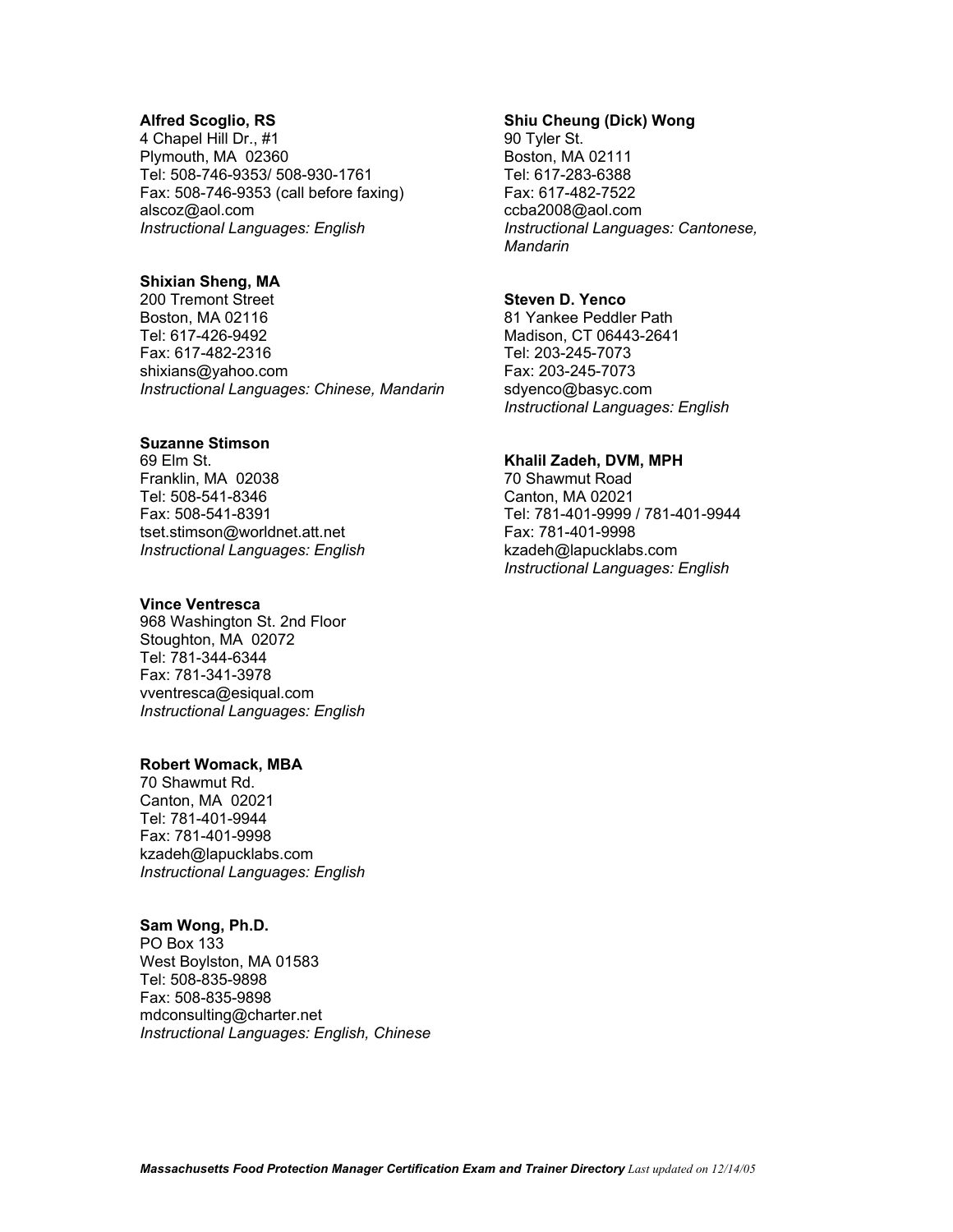**Alfred Scoglio, RS**
4 Chapel Hill Dr., #1
Plymouth, MA 02360
Tel: 508-746-9353/ 508-930-1761
Fax: 508-746-9353 (call before faxing)
alscoz@aol.com
*Instructional Languages: English*

**Shixian Sheng, MA**
200 Tremont Street
Boston, MA 02116
Tel: 617-426-9492
Fax: 617-482-2316
shixians@yahoo.com
*Instructional Languages: Chinese, Mandarin*

**Suzanne Stimson**
69 Elm St.
Franklin, MA 02038
Tel: 508-541-8346
Fax: 508-541-8391
tset.stimson@worldnet.att.net
*Instructional Languages: English*

**Vince Ventresca**
968 Washington St. 2nd Floor
Stoughton, MA 02072
Tel: 781-344-6344
Fax: 781-341-3978
vventresca@esiqual.com
*Instructional Languages: English*

**Robert Womack, MBA**
70 Shawmut Rd.
Canton, MA 02021
Tel: 781-401-9944
Fax: 781-401-9998
kzadeh@lapucklabs.com
*Instructional Languages: English*

**Sam Wong, Ph.D.**
PO Box 133
West Boylston, MA 01583
Tel: 508-835-9898
Fax: 508-835-9898
mdconsulting@charter.net
*Instructional Languages: English, Chinese*

**Shiu Cheung (Dick) Wong**
90 Tyler St.
Boston, MA 02111
Tel: 617-283-6388
Fax: 617-482-7522
ccba2008@aol.com
*Instructional Languages: Cantonese, Mandarin*

**Steven D. Yenco**
81 Yankee Peddler Path
Madison, CT 06443-2641
Tel: 203-245-7073
Fax: 203-245-7073
sdyenco@basyc.com
*Instructional Languages: English*

**Khalil Zadeh, DVM, MPH**
70 Shawmut Road
Canton, MA 02021
Tel: 781-401-9999 / 781-401-9944
Fax: 781-401-9998
kzadeh@lapucklabs.com
*Instructional Languages: English*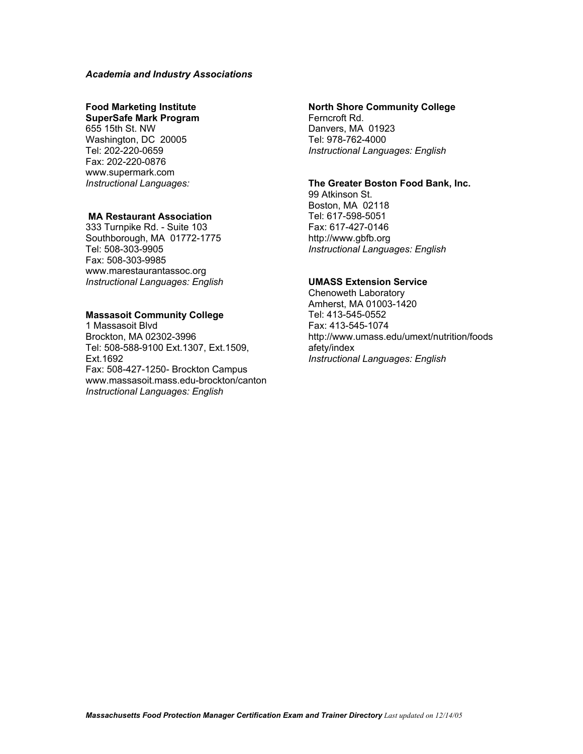*Academia and Industry Associations*

**Food Marketing Institute**
**SuperSafe Mark Program**
655 15th St. NW
Washington, DC 20005
Tel: 202-220-0659
Fax: 202-220-0876
www.supermark.com
*Instructional Languages:*

**MA Restaurant Association**
333 Turnpike Rd. - Suite 103
Southborough, MA 01772-1775
Tel: 508-303-9905
Fax: 508-303-9985
www.marestaurantassoc.org
*Instructional Languages: English*

**Massasoit Community College**
1 Massasoit Blvd
Brockton, MA 02302-3996
Tel: 508-588-9100 Ext.1307, Ext.1509, Ext.1692
Fax: 508-427-1250- Brockton Campus
www.massasoit.mass.edu-brockton/canton
*Instructional Languages: English*

**North Shore Community College**
Ferncroft Rd.
Danvers, MA 01923
Tel: 978-762-4000
*Instructional Languages: English*

**The Greater Boston Food Bank, Inc.**
99 Atkinson St.
Boston, MA 02118
Tel: 617-598-5051
Fax: 617-427-0146
http://www.gbfb.org
*Instructional Languages: English*

**UMASS Extension Service**
Chenoweth Laboratory
Amherst, MA 01003-1420
Tel: 413-545-0552
Fax: 413-545-1074
http://www.umass.edu/umext/nutrition/foodsafety/index
*Instructional Languages: English*